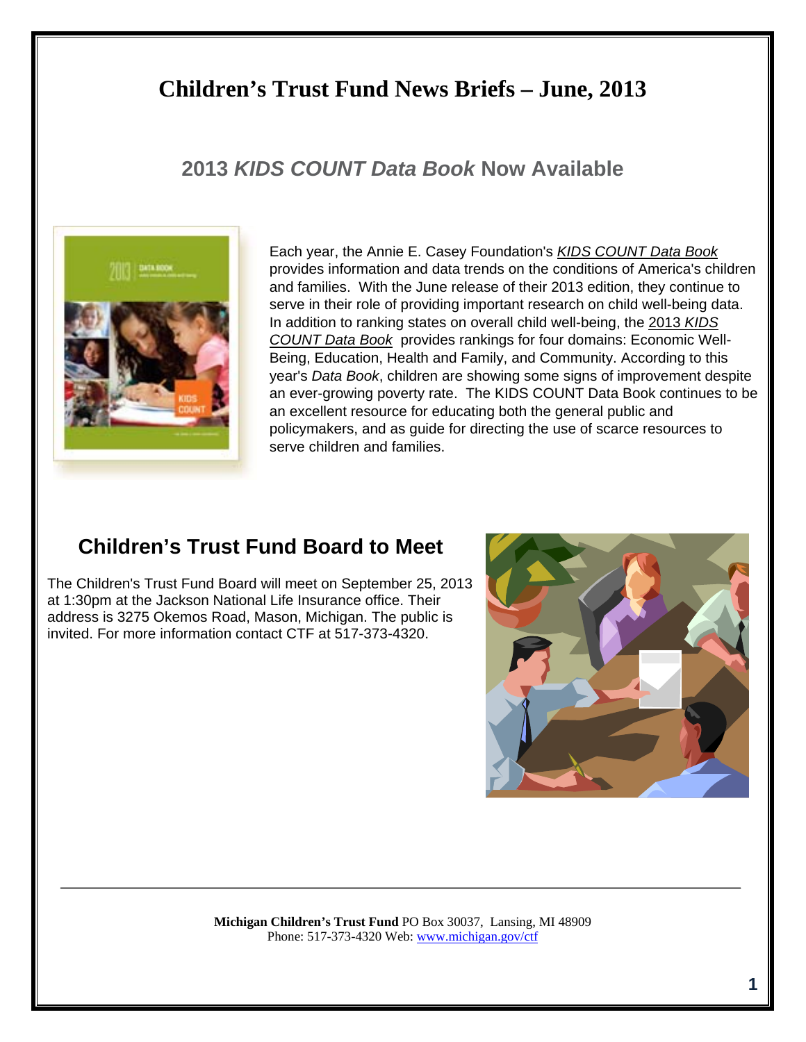# Children's Trust Fund News Briefs – June, 2013

## 2013 *KIDS COUNT Data Book* Now Available

Each year, the Annie E. Casey Foundation's *KIDS COUNT Data Book* provides information and data trends on the conditions of America's children and families. With the June release of their 2013 edition, they continue to serve in their role of providing important research on child well-being data. In addition to ranking states on overall child well-being, the 2013 *KIDS COUNT Data Book* provides rankings for four domains: Economic Well-Being, Education, Health and Family, and Community. According to this year's *Data Book*, children are showing some signs of improvement despite an ever-growing poverty rate. The KIDS COUNT Data Book continues to be an excellent resource for educating both the general public and policymakers, and as guide for directing the use of scarce resources to serve children and families.

## Children's Trust Fund Board to Meet

The Children's Trust Fund Board will meet on September 25, 2013 at 1:30pm at the Jackson National Life Insurance office. Their address is 3275 Okemos Road, Mason, Michigan. The public is invited. For more information contact CTF at 517-373-4320.

---

**Michigan Children's Trust Fund** PO Box 30037, Lansing, MI 48909
Phone: 517-373-4320 Web: www.michigan.gov/ctf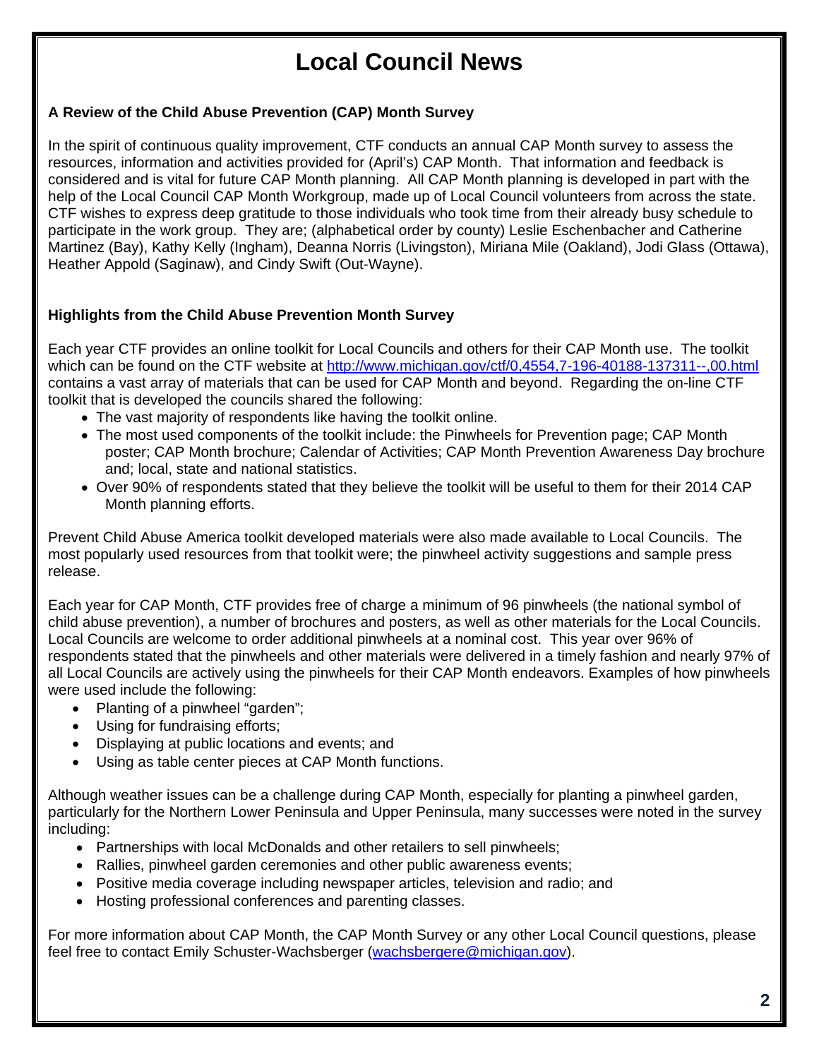# Local Council News

### A Review of the Child Abuse Prevention (CAP) Month Survey

In the spirit of continuous quality improvement, CTF conducts an annual CAP Month survey to assess the resources, information and activities provided for (April's) CAP Month. That information and feedback is considered and is vital for future CAP Month planning. All CAP Month planning is developed in part with the help of the Local Council CAP Month Workgroup, made up of Local Council volunteers from across the state. CTF wishes to express deep gratitude to those individuals who took time from their already busy schedule to participate in the work group. They are; (alphabetical order by county) Leslie Eschenbacher and Catherine Martinez (Bay), Kathy Kelly (Ingham), Deanna Norris (Livingston), Miriana Mile (Oakland), Jodi Glass (Ottawa), Heather Appold (Saginaw), and Cindy Swift (Out-Wayne).

### Highlights from the Child Abuse Prevention Month Survey

Each year CTF provides an online toolkit for Local Councils and others for their CAP Month use. The toolkit which can be found on the CTF website at http://www.michigan.gov/ctf/0,4554,7-196-40188-137311--,00.html contains a vast array of materials that can be used for CAP Month and beyond. Regarding the on-line CTF toolkit that is developed the councils shared the following:

- The vast majority of respondents like having the toolkit online.
- The most used components of the toolkit include: the Pinwheels for Prevention page; CAP Month poster; CAP Month brochure; Calendar of Activities; CAP Month Prevention Awareness Day brochure and; local, state and national statistics.
- Over 90% of respondents stated that they believe the toolkit will be useful to them for their 2014 CAP Month planning efforts.

Prevent Child Abuse America toolkit developed materials were also made available to Local Councils. The most popularly used resources from that toolkit were; the pinwheel activity suggestions and sample press release.

Each year for CAP Month, CTF provides free of charge a minimum of 96 pinwheels (the national symbol of child abuse prevention), a number of brochures and posters, as well as other materials for the Local Councils. Local Councils are welcome to order additional pinwheels at a nominal cost. This year over 96% of respondents stated that the pinwheels and other materials were delivered in a timely fashion and nearly 97% of all Local Councils are actively using the pinwheels for their CAP Month endeavors. Examples of how pinwheels were used include the following:

- Planting of a pinwheel "garden";
- Using for fundraising efforts;
- Displaying at public locations and events; and
- Using as table center pieces at CAP Month functions.

Although weather issues can be a challenge during CAP Month, especially for planting a pinwheel garden, particularly for the Northern Lower Peninsula and Upper Peninsula, many successes were noted in the survey including:

- Partnerships with local McDonalds and other retailers to sell pinwheels;
- Rallies, pinwheel garden ceremonies and other public awareness events;
- Positive media coverage including newspaper articles, television and radio; and
- Hosting professional conferences and parenting classes.

For more information about CAP Month, the CAP Month Survey or any other Local Council questions, please feel free to contact Emily Schuster-Wachsberger (wachsbergere@michigan.gov).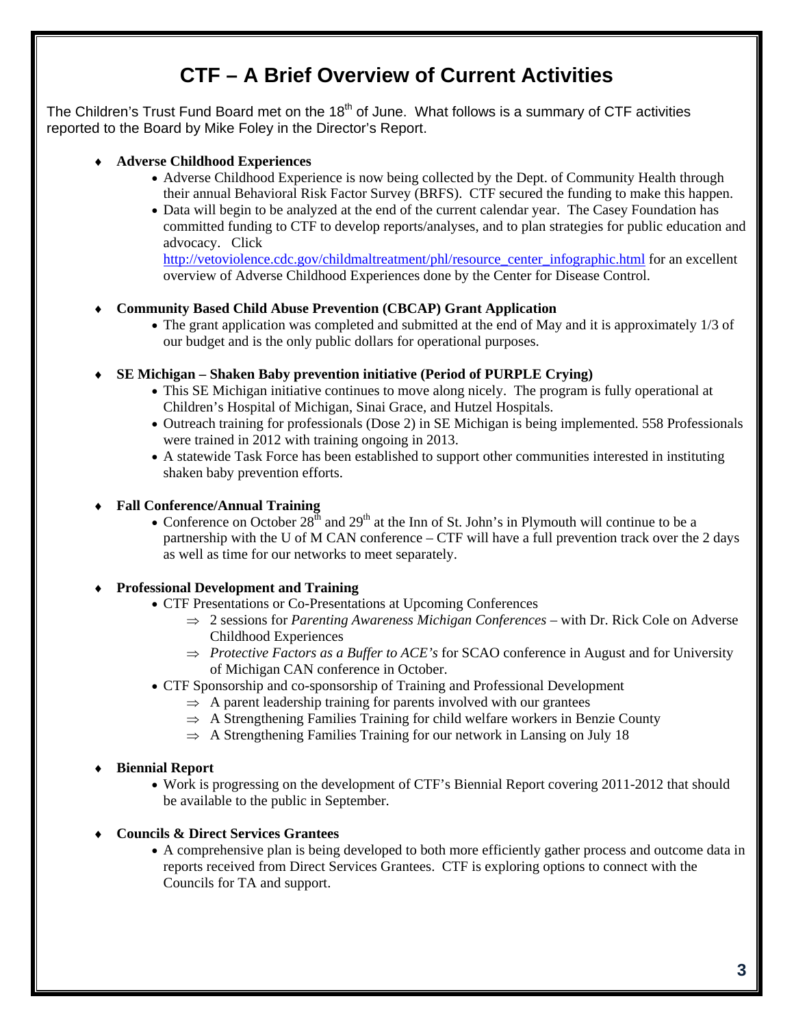# CTF – A Brief Overview of Current Activities

The Children's Trust Fund Board met on the 18th of June. What follows is a summary of CTF activities reported to the Board by Mike Foley in the Director's Report.

- **Adverse Childhood Experiences**
  - Adverse Childhood Experience is now being collected by the Dept. of Community Health through their annual Behavioral Risk Factor Survey (BRFS). CTF secured the funding to make this happen.
  - Data will begin to be analyzed at the end of the current calendar year. The Casey Foundation has committed funding to CTF to develop reports/analyses, and to plan strategies for public education and advocacy. Click http://vetoviolence.cdc.gov/childmaltreatment/phl/resource_center_infographic.html for an excellent overview of Adverse Childhood Experiences done by the Center for Disease Control.

- **Community Based Child Abuse Prevention (CBCAP) Grant Application**
  - The grant application was completed and submitted at the end of May and it is approximately 1/3 of our budget and is the only public dollars for operational purposes.

- **SE Michigan – Shaken Baby prevention initiative (Period of PURPLE Crying)**
  - This SE Michigan initiative continues to move along nicely. The program is fully operational at Children's Hospital of Michigan, Sinai Grace, and Hutzel Hospitals.
  - Outreach training for professionals (Dose 2) in SE Michigan is being implemented. 558 Professionals were trained in 2012 with training ongoing in 2013.
  - A statewide Task Force has been established to support other communities interested in instituting shaken baby prevention efforts.

- **Fall Conference/Annual Training**
  - Conference on October 28th and 29th at the Inn of St. John's in Plymouth will continue to be a partnership with the U of M CAN conference – CTF will have a full prevention track over the 2 days as well as time for our networks to meet separately.

- **Professional Development and Training**
  - CTF Presentations or Co-Presentations at Upcoming Conferences
    - ⇒ 2 sessions for *Parenting Awareness Michigan Conferences* – with Dr. Rick Cole on Adverse Childhood Experiences
    - ⇒ *Protective Factors as a Buffer to ACE's* for SCAO conference in August and for University of Michigan CAN conference in October.
  - CTF Sponsorship and co-sponsorship of Training and Professional Development
    - ⇒ A parent leadership training for parents involved with our grantees
    - ⇒ A Strengthening Families Training for child welfare workers in Benzie County
    - ⇒ A Strengthening Families Training for our network in Lansing on July 18

- **Biennial Report**
  - Work is progressing on the development of CTF's Biennial Report covering 2011-2012 that should be available to the public in September.

- **Councils & Direct Services Grantees**
  - A comprehensive plan is being developed to both more efficiently gather process and outcome data in reports received from Direct Services Grantees. CTF is exploring options to connect with the Councils for TA and support.